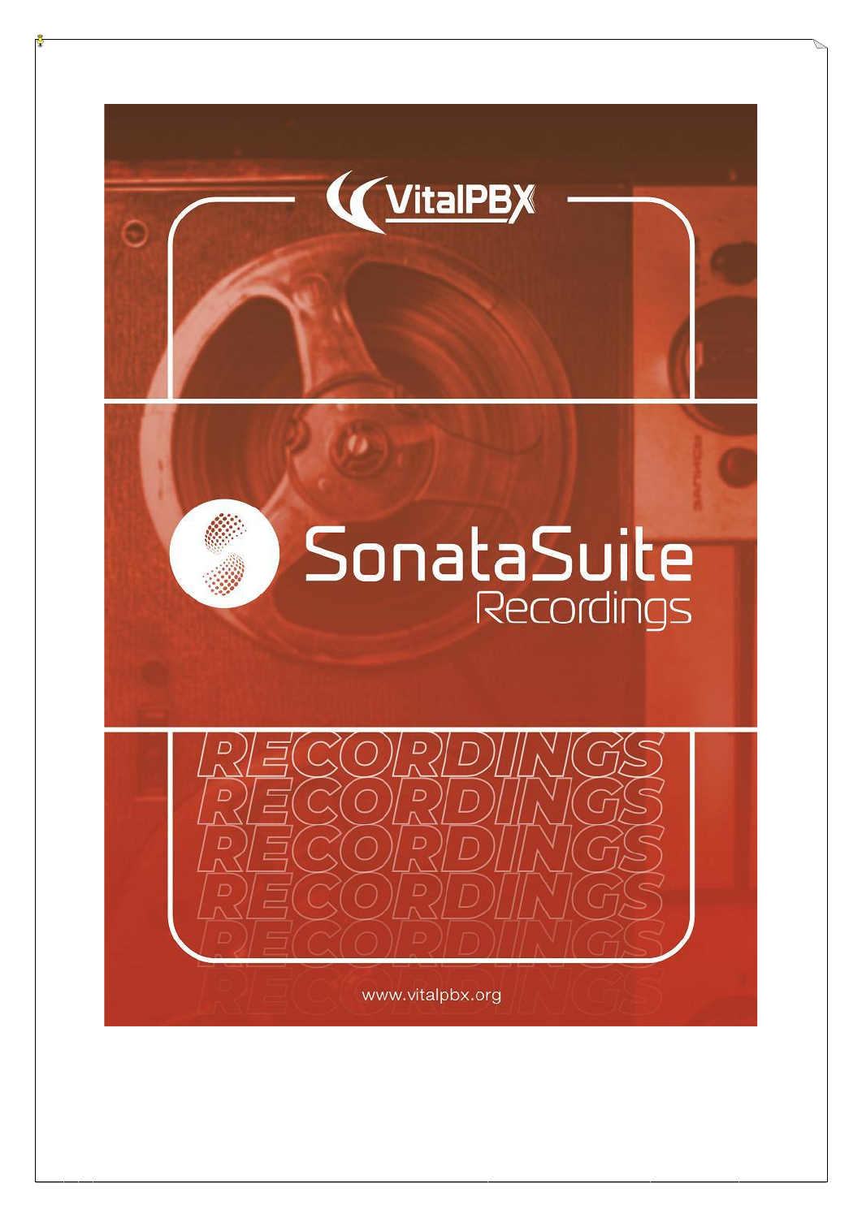# VitalPBX

# SonataSuite Recordings

RECORDINGS

www.vitalpbx.org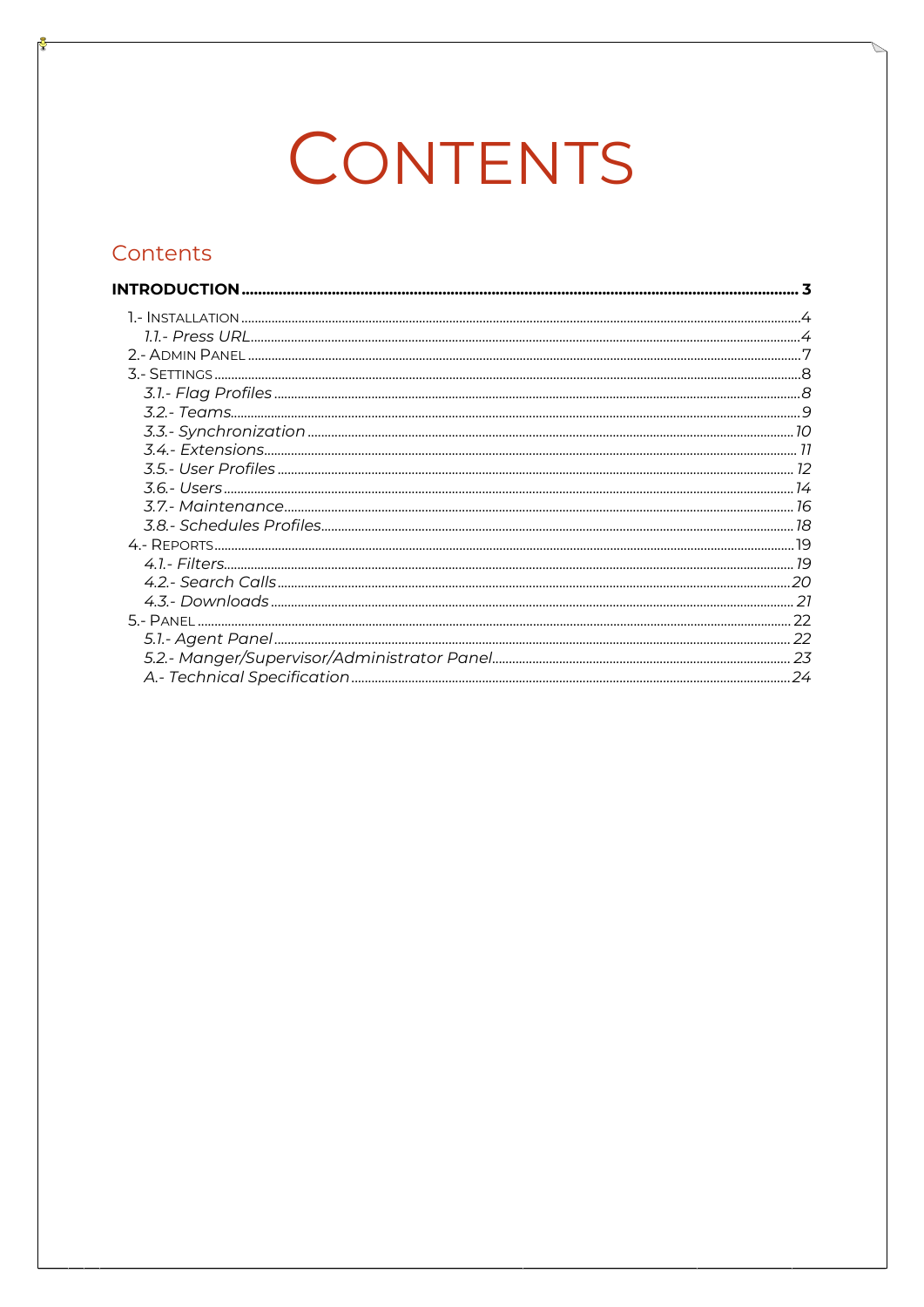# CONTENTS

## Contents

**INTRODUCTION** ..................................................................... **3**

- 1.- INSTALLATION ..................................................................... 4
  - *1.1.- Press URL* ..................................................................... *4*
- 2.- ADMIN PANEL ..................................................................... 7
- 3.- SETTINGS ..................................................................... 8
  - *3.1.- Flag Profiles* ..................................................................... *8*
  - *3.2.- Teams* ..................................................................... *9*
  - *3.3.- Synchronization* ..................................................................... *10*
  - *3.4.- Extensions* ..................................................................... *11*
  - *3.5.- User Profiles* ..................................................................... *12*
  - *3.6.- Users* ..................................................................... *14*
  - *3.7.- Maintenance* ..................................................................... *16*
  - *3.8.- Schedules Profiles* ..................................................................... *18*
- 4.- REPORTS ..................................................................... 19
  - *4.1.- Filters* ..................................................................... *19*
  - *4.2.- Search Calls* ..................................................................... *20*
  - *4.3.- Downloads* ..................................................................... *21*
- 5.- PANEL ..................................................................... 22
  - *5.1.- Agent Panel* ..................................................................... *22*
  - *5.2.- Manger/Supervisor/Administrator Panel* ..................................................................... *23*
  - *A.- Technical Specification* ..................................................................... *24*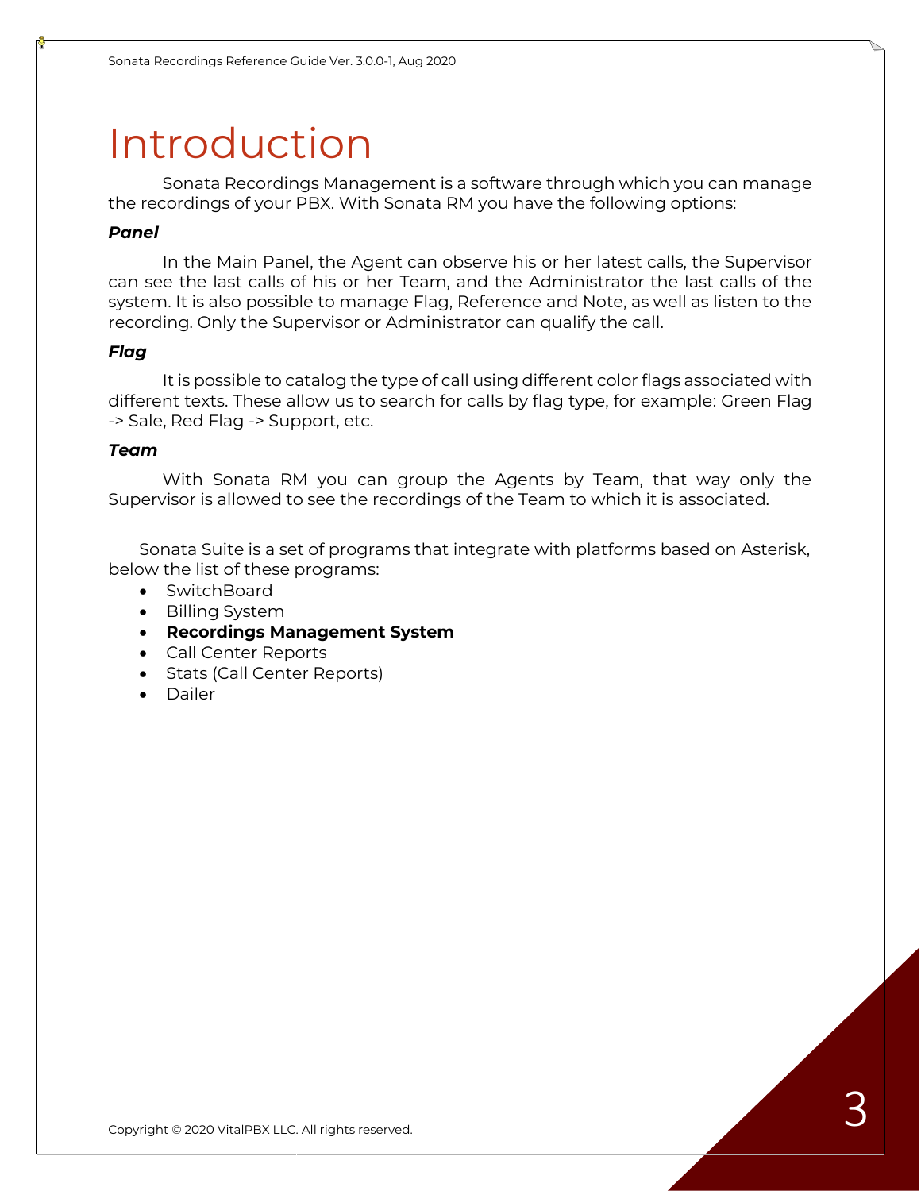# Introduction

Sonata Recordings Management is a software through which you can manage the recordings of your PBX. With Sonata RM you have the following options:

***Panel***

In the Main Panel, the Agent can observe his or her latest calls, the Supervisor can see the last calls of his or her Team, and the Administrator the last calls of the system. It is also possible to manage Flag, Reference and Note, as well as listen to the recording. Only the Supervisor or Administrator can qualify the call.

***Flag***

It is possible to catalog the type of call using different color flags associated with different texts. These allow us to search for calls by flag type, for example: Green Flag -> Sale, Red Flag -> Support, etc.

***Team***

With Sonata RM you can group the Agents by Team, that way only the Supervisor is allowed to see the recordings of the Team to which it is associated.

Sonata Suite is a set of programs that integrate with platforms based on Asterisk, below the list of these programs:

- SwitchBoard
- Billing System
- **Recordings Management System**
- Call Center Reports
- Stats (Call Center Reports)
- Dailer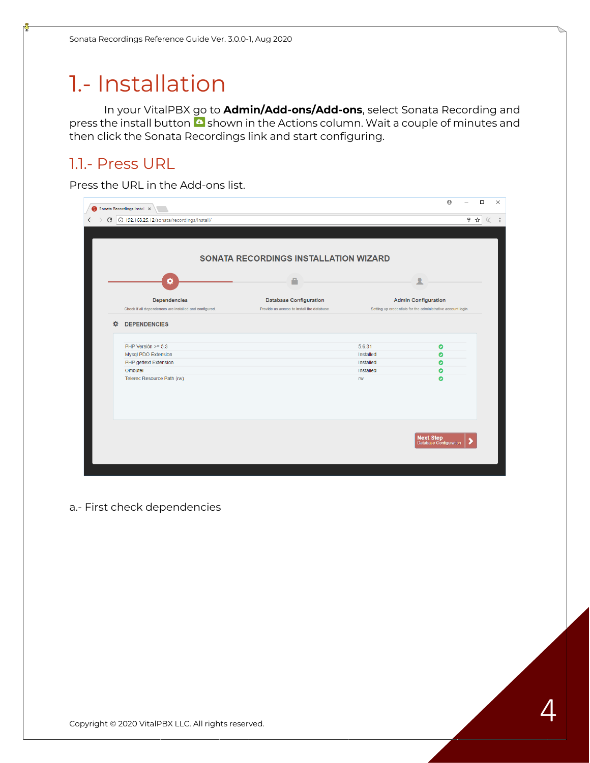# 1.- Installation

In your VitalPBX go to **Admin/Add-ons/Add-ons**, select Sonata Recording and press the install button shown in the Actions column. Wait a couple of minutes and then click the Sonata Recordings link and start configuring.

## 1.1.- Press URL

Press the URL in the Add-ons list.

a.- First check dependencies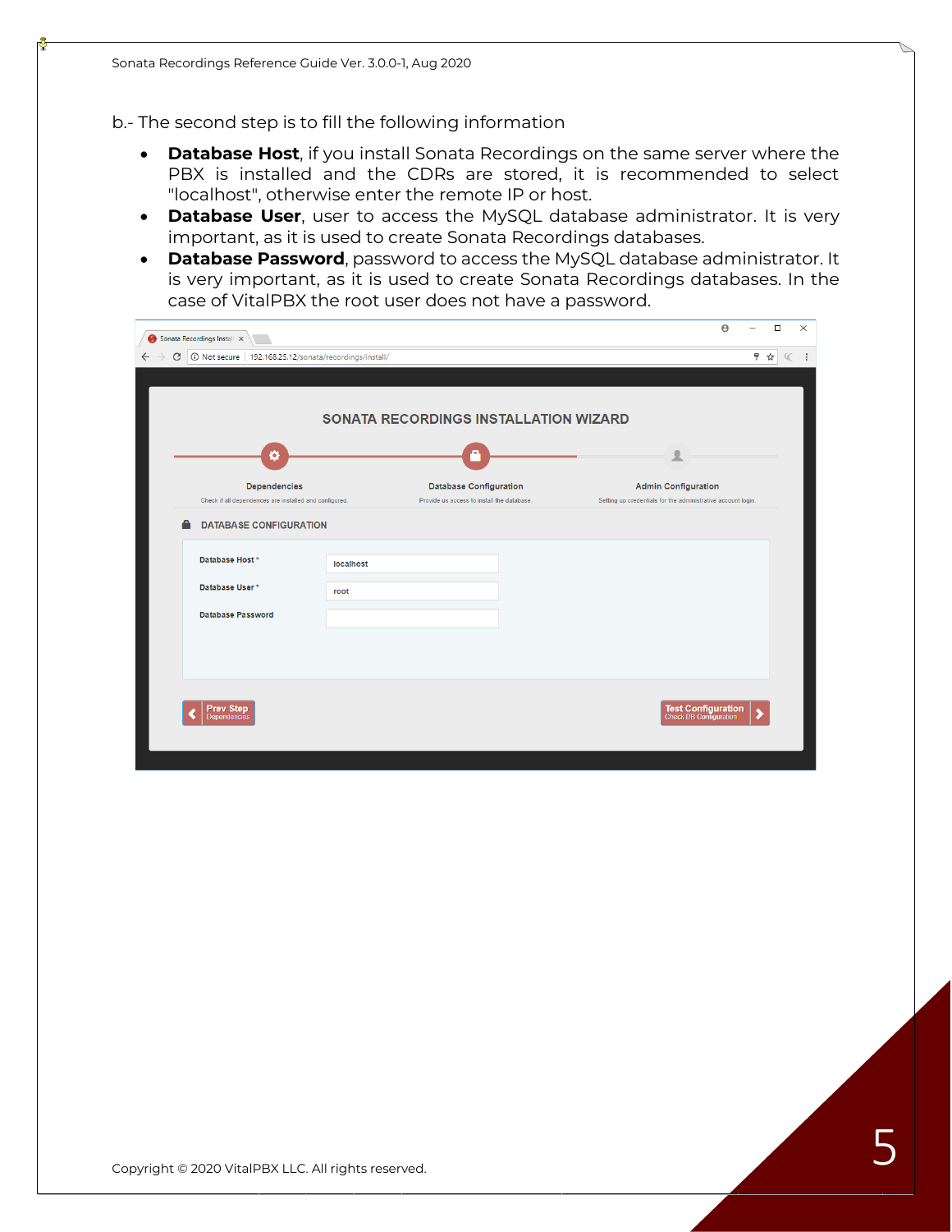b.- The second step is to fill the following information

- **Database Host**, if you install Sonata Recordings on the same server where the PBX is installed and the CDRs are stored, it is recommended to select "localhost", otherwise enter the remote IP or host.
- **Database User**, user to access the MySQL database administrator. It is very important, as it is used to create Sonata Recordings databases.
- **Database Password**, password to access the MySQL database administrator. It is very important, as it is used to create Sonata Recordings databases. In the case of VitalPBX the root user does not have a password.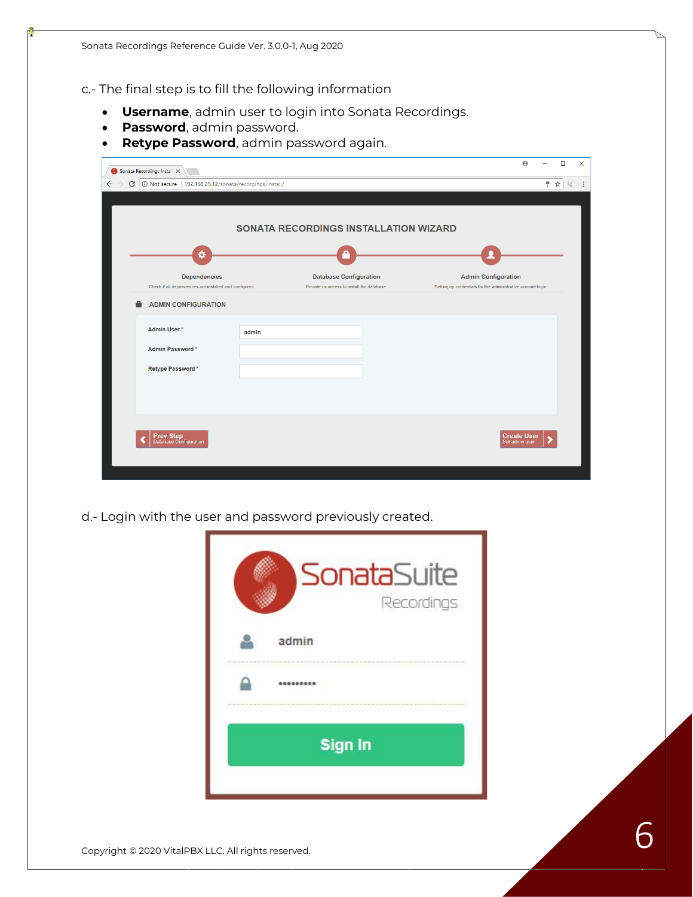c.- The final step is to fill the following information

- **Username**, admin user to login into Sonata Recordings.
- **Password**, admin password.
- **Retype Password**, admin password again.

d.- Login with the user and password previously created.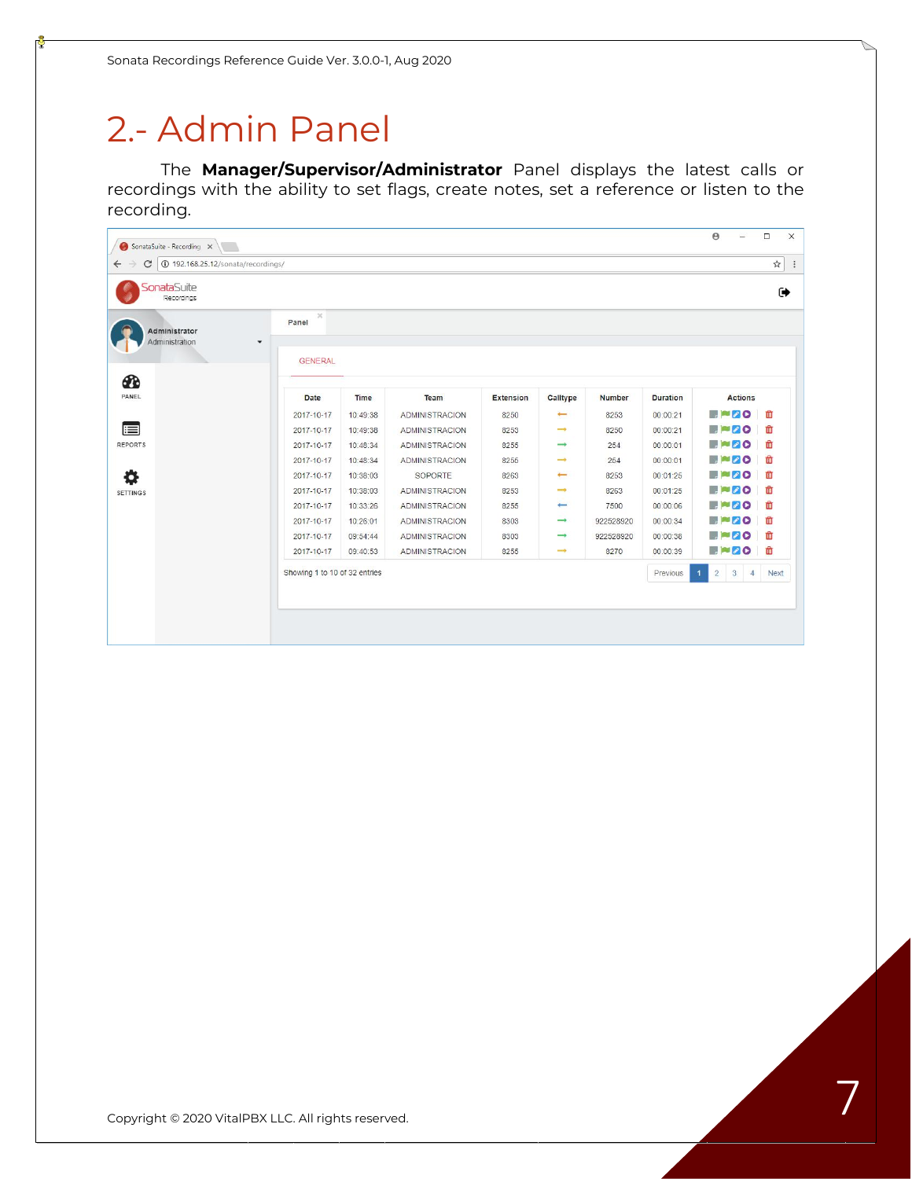# 2.- Admin Panel

The **Manager/Supervisor/Administrator** Panel displays the latest calls or recordings with the ability to set flags, create notes, set a reference or listen to the recording.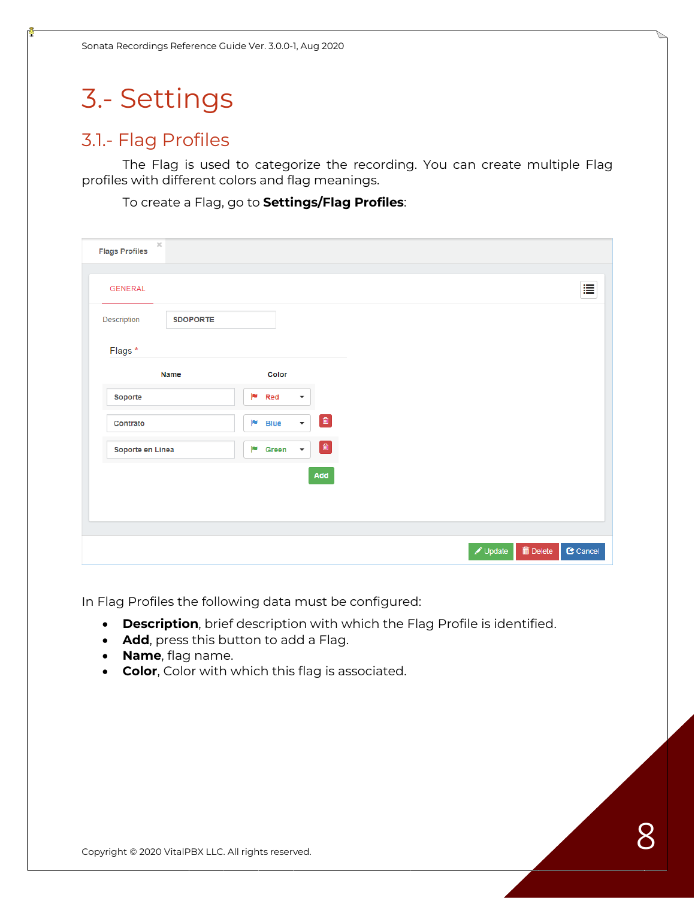# 3.- Settings

## 3.1.- Flag Profiles

The Flag is used to categorize the recording. You can create multiple Flag profiles with different colors and flag meanings.

To create a Flag, go to **Settings/Flag Profiles**:

In Flag Profiles the following data must be configured:

- **Description**, brief description with which the Flag Profile is identified.
- **Add**, press this button to add a Flag.
- **Name**, flag name.
- **Color**, Color with which this flag is associated.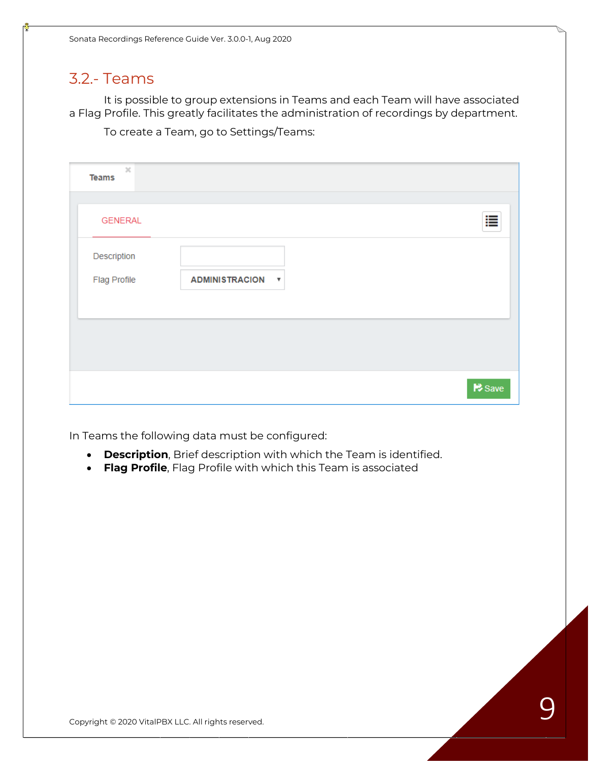## 3.2.- Teams

It is possible to group extensions in Teams and each Team will have associated a Flag Profile. This greatly facilitates the administration of recordings by department.

To create a Team, go to Settings/Teams:

In Teams the following data must be configured:

- **Description**, Brief description with which the Team is identified.
- **Flag Profile**, Flag Profile with which this Team is associated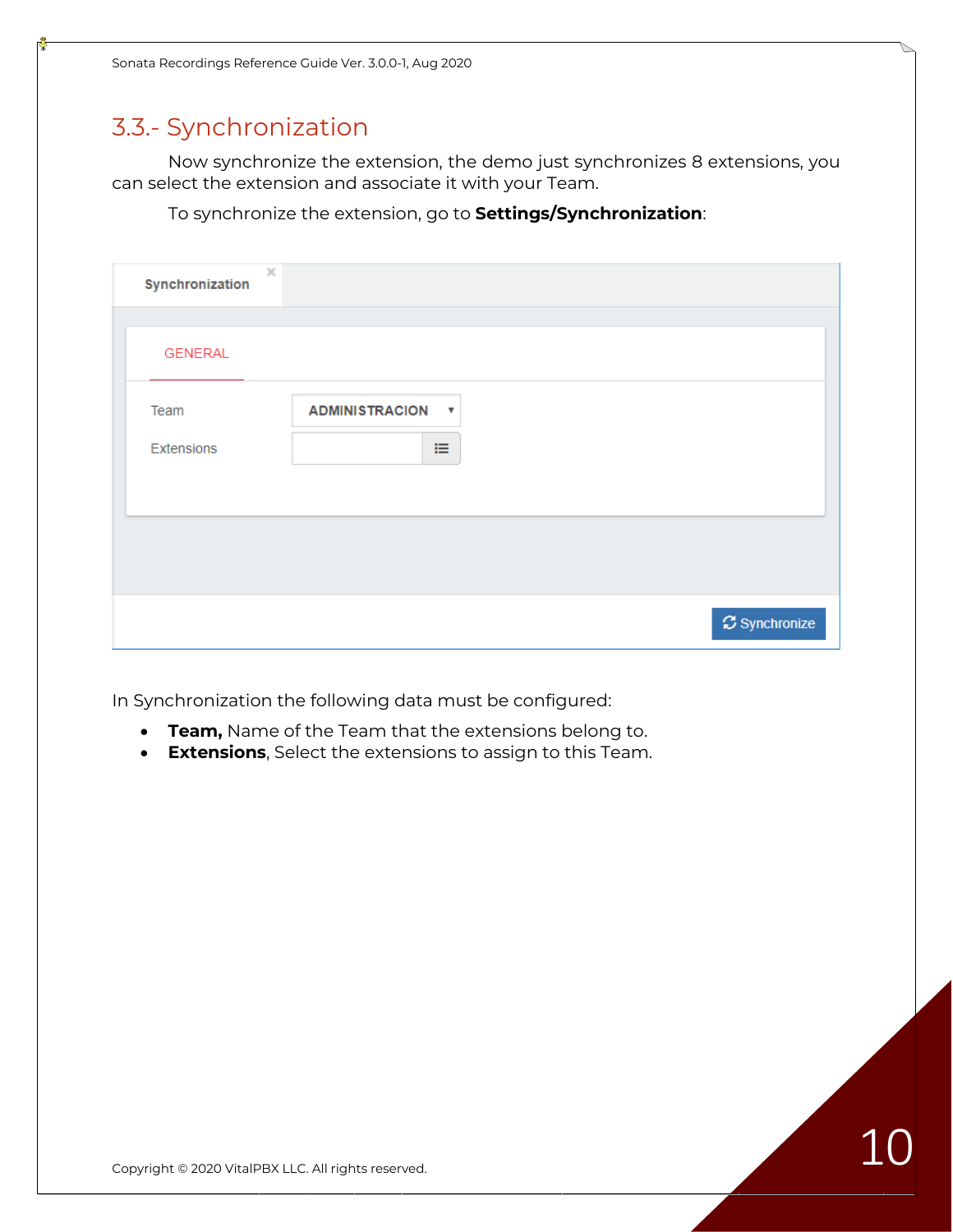## 3.3.- Synchronization

Now synchronize the extension, the demo just synchronizes 8 extensions, you can select the extension and associate it with your Team.

To synchronize the extension, go to **Settings/Synchronization**:

Synchronization

GENERAL

Team ADMINISTRACION

Extensions

Synchronize

In Synchronization the following data must be configured:

- **Team,** Name of the Team that the extensions belong to.
- **Extensions**, Select the extensions to assign to this Team.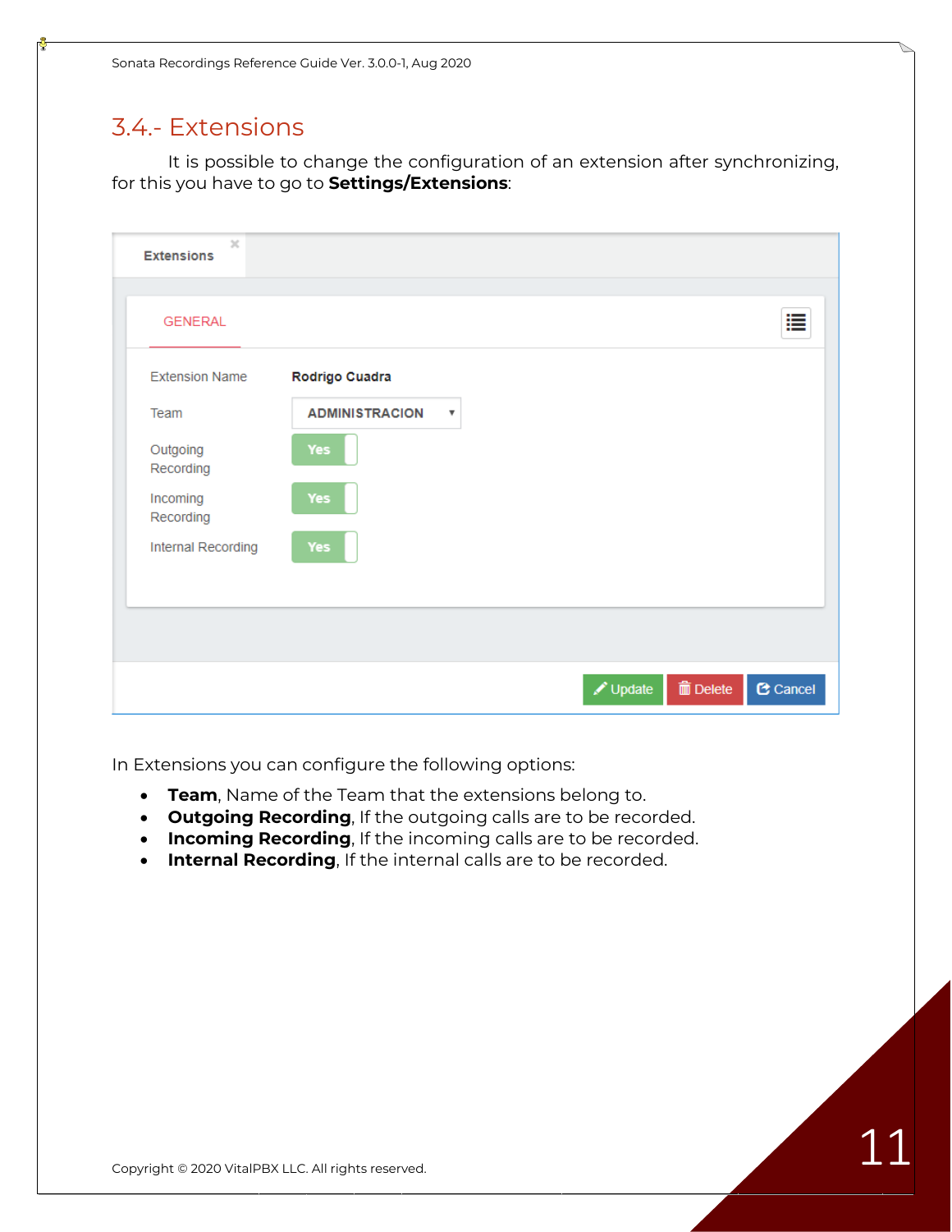## 3.4.- Extensions

It is possible to change the configuration of an extension after synchronizing, for this you have to go to **Settings/Extensions**:

In Extensions you can configure the following options:

- **Team**, Name of the Team that the extensions belong to.
- **Outgoing Recording**, If the outgoing calls are to be recorded.
- **Incoming Recording**, If the incoming calls are to be recorded.
- **Internal Recording**, If the internal calls are to be recorded.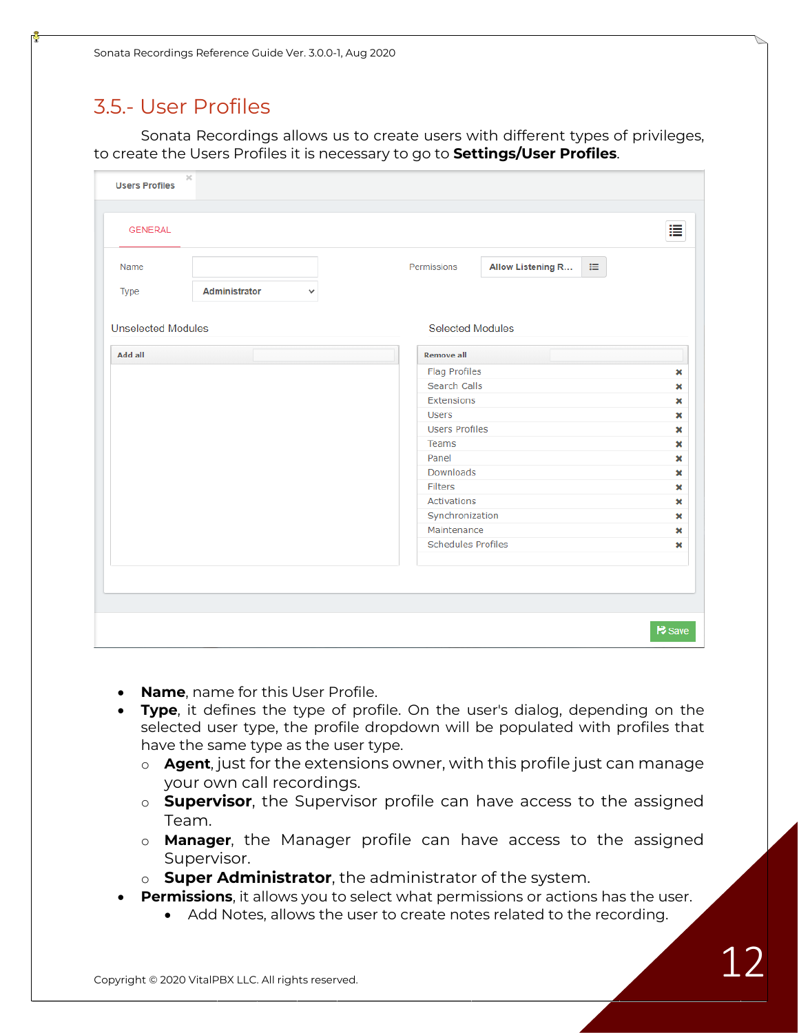## 3.5.- User Profiles

Sonata Recordings allows us to create users with different types of privileges, to create the Users Profiles it is necessary to go to **Settings/User Profiles**.

- **Name**, name for this User Profile.
- **Type**, it defines the type of profile. On the user's dialog, depending on the selected user type, the profile dropdown will be populated with profiles that have the same type as the user type.
  - **Agent**, just for the extensions owner, with this profile just can manage your own call recordings.
  - **Supervisor**, the Supervisor profile can have access to the assigned Team.
  - **Manager**, the Manager profile can have access to the assigned Supervisor.
  - **Super Administrator**, the administrator of the system.
- **Permissions**, it allows you to select what permissions or actions has the user.
  - Add Notes, allows the user to create notes related to the recording.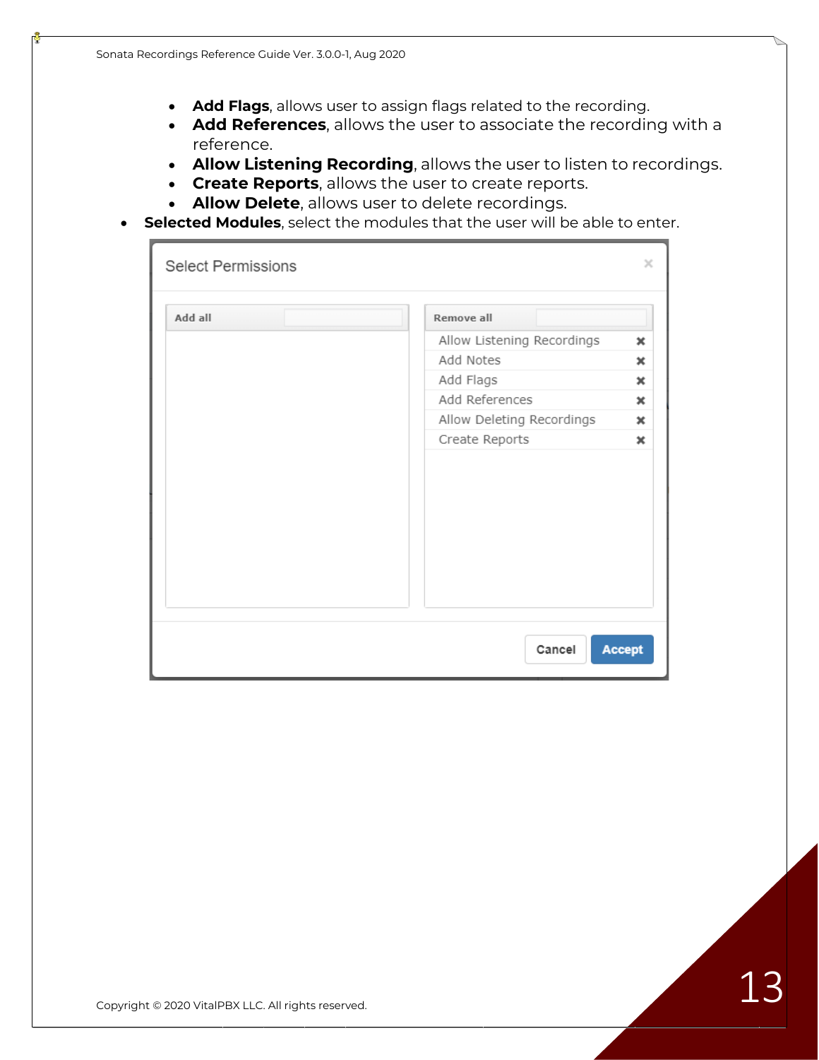- **Add Flags**, allows user to assign flags related to the recording.
    - **Add References**, allows the user to associate the recording with a reference.
    - **Allow Listening Recording**, allows the user to listen to recordings.
    - **Create Reports**, allows the user to create reports.
    - **Allow Delete**, allows user to delete recordings.
- **Selected Modules**, select the modules that the user will be able to enter.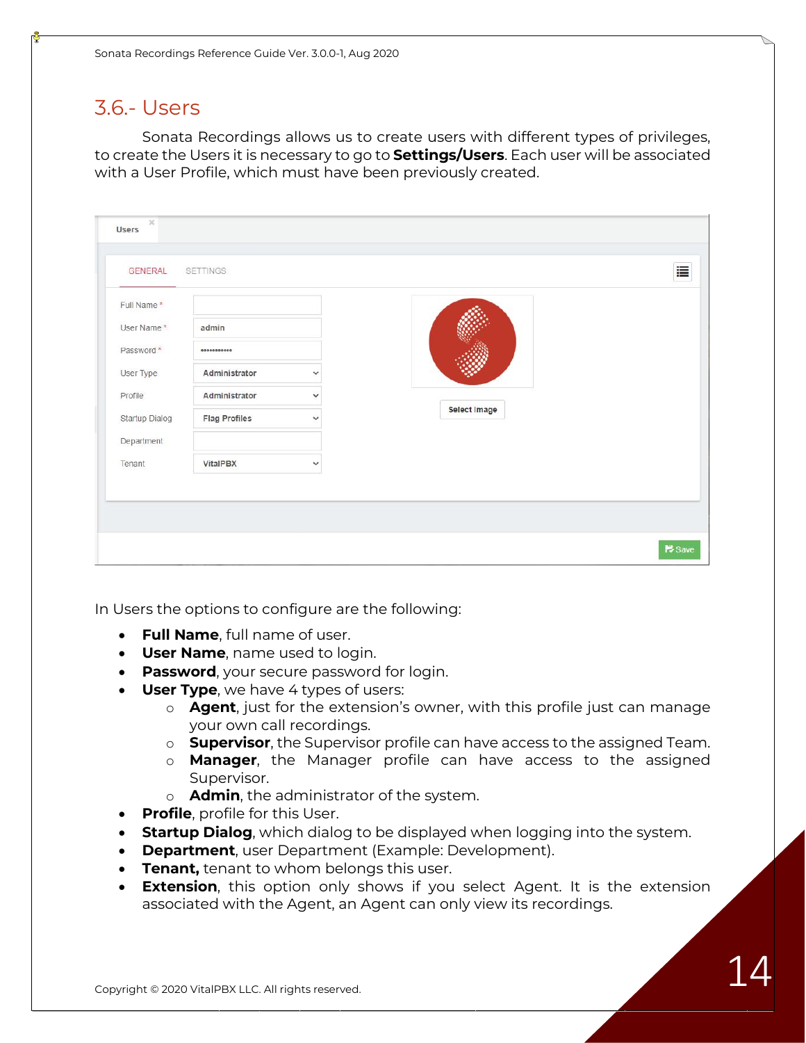## 3.6.- Users

Sonata Recordings allows us to create users with different types of privileges, to create the Users it is necessary to go to **Settings/Users**. Each user will be associated with a User Profile, which must have been previously created.

In Users the options to configure are the following:

- **Full Name**, full name of user.
- **User Name**, name used to login.
- **Password**, your secure password for login.
- **User Type**, we have 4 types of users:
    - **Agent**, just for the extension's owner, with this profile just can manage your own call recordings.
    - **Supervisor**, the Supervisor profile can have access to the assigned Team.
    - **Manager**, the Manager profile can have access to the assigned Supervisor.
    - **Admin**, the administrator of the system.
- **Profile**, profile for this User.
- **Startup Dialog**, which dialog to be displayed when logging into the system.
- **Department**, user Department (Example: Development).
- **Tenant,** tenant to whom belongs this user.
- **Extension**, this option only shows if you select Agent. It is the extension associated with the Agent, an Agent can only view its recordings.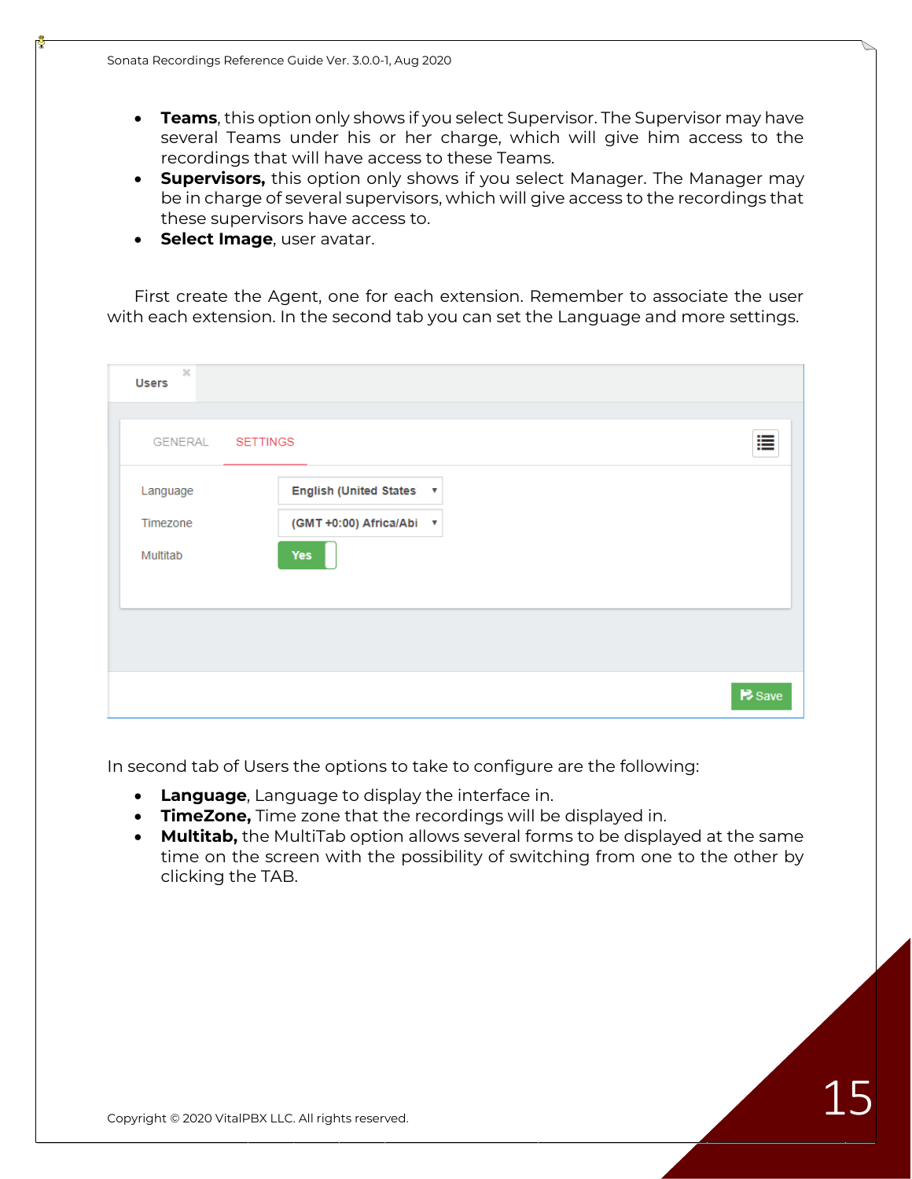- **Teams**, this option only shows if you select Supervisor. The Supervisor may have several Teams under his or her charge, which will give him access to the recordings that will have access to these Teams.
- **Supervisors,** this option only shows if you select Manager. The Manager may be in charge of several supervisors, which will give access to the recordings that these supervisors have access to.
- **Select Image**, user avatar.

First create the Agent, one for each extension. Remember to associate the user with each extension. In the second tab you can set the Language and more settings.

In second tab of Users the options to take to configure are the following:

- **Language**, Language to display the interface in.
- **TimeZone,** Time zone that the recordings will be displayed in.
- **Multitab,** the MultiTab option allows several forms to be displayed at the same time on the screen with the possibility of switching from one to the other by clicking the TAB.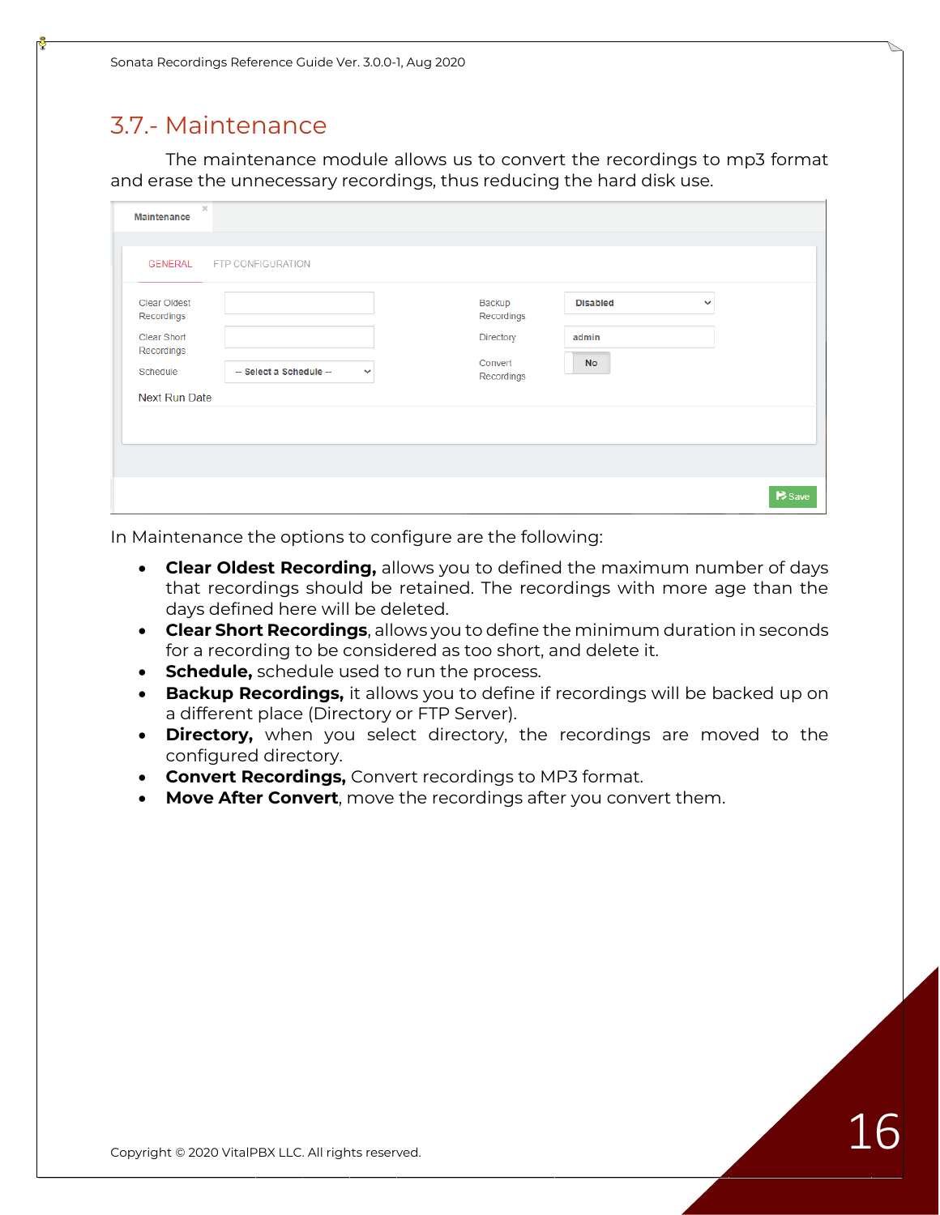## 3.7.- Maintenance

The maintenance module allows us to convert the recordings to mp3 format and erase the unnecessary recordings, thus reducing the hard disk use.

In Maintenance the options to configure are the following:

- **Clear Oldest Recording,** allows you to defined the maximum number of days that recordings should be retained. The recordings with more age than the days defined here will be deleted.
- **Clear Short Recordings**, allows you to define the minimum duration in seconds for a recording to be considered as too short, and delete it.
- **Schedule,** schedule used to run the process.
- **Backup Recordings,** it allows you to define if recordings will be backed up on a different place (Directory or FTP Server).
- **Directory,** when you select directory, the recordings are moved to the configured directory.
- **Convert Recordings,** Convert recordings to MP3 format.
- **Move After Convert**, move the recordings after you convert them.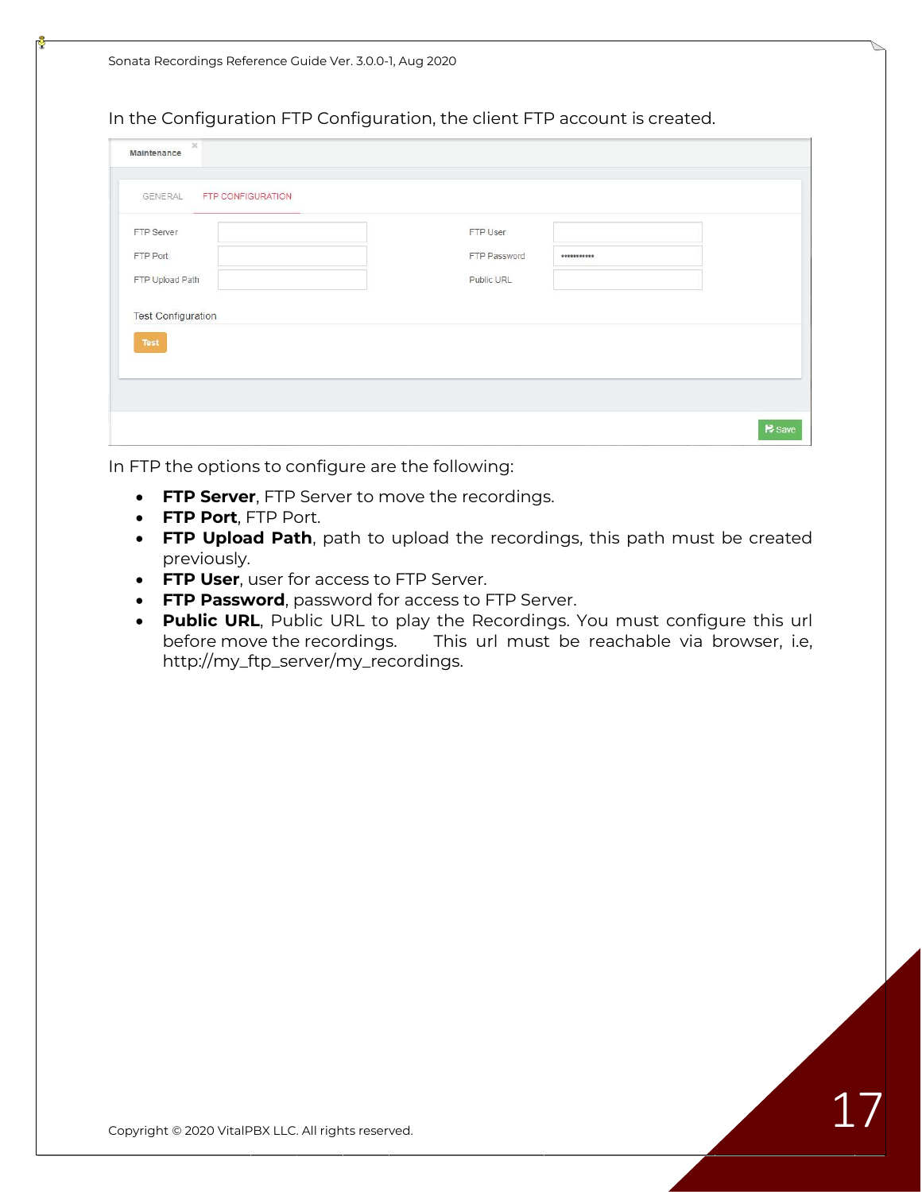In the Configuration FTP Configuration, the client FTP account is created.

In FTP the options to configure are the following:

- **FTP Server**, FTP Server to move the recordings.
- **FTP Port**, FTP Port.
- **FTP Upload Path**, path to upload the recordings, this path must be created previously.
- **FTP User**, user for access to FTP Server.
- **FTP Password**, password for access to FTP Server.
- **Public URL**, Public URL to play the Recordings. You must configure this url before move the recordings. This url must be reachable via browser, i.e, http://my_ftp_server/my_recordings.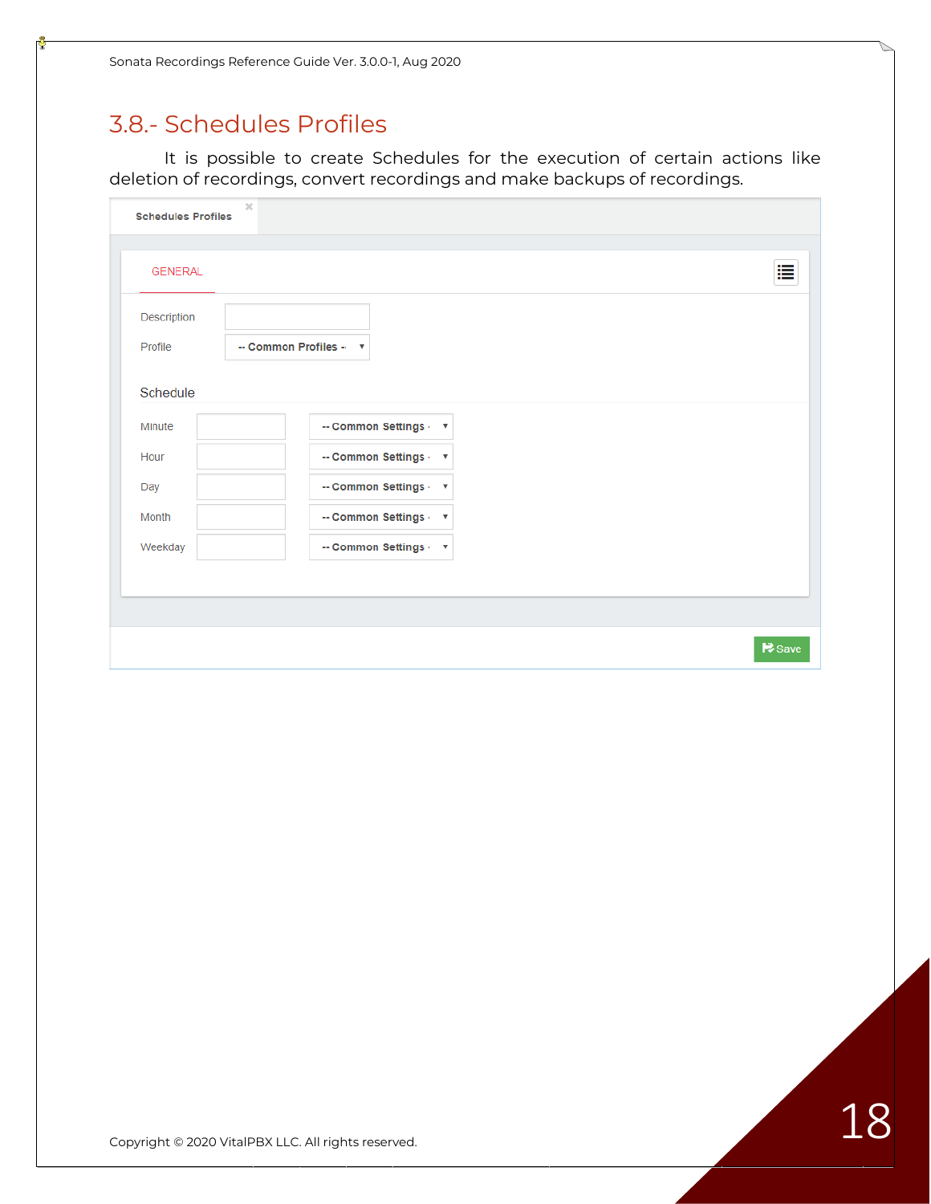## 3.8.- Schedules Profiles

It is possible to create Schedules for the execution of certain actions like deletion of recordings, convert recordings and make backups of recordings.

Schedules Profiles

GENERAL

Description

Profile -- Common Profiles --

Schedule

Minute -- Common Settings --

Hour -- Common Settings --

Day -- Common Settings --

Month -- Common Settings --

Weekday -- Common Settings --

Save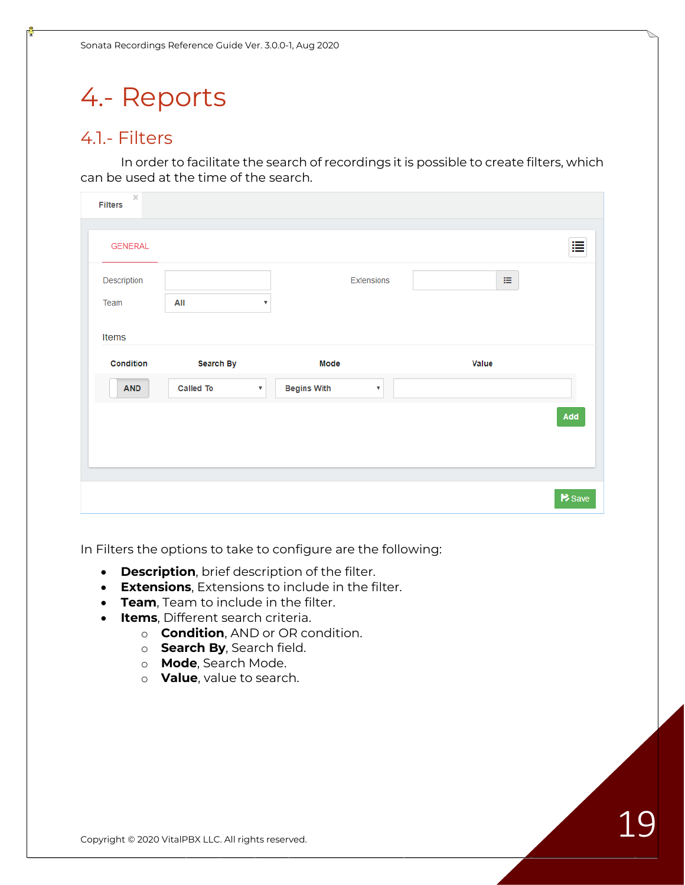# 4.- Reports

## 4.1.- Filters

In order to facilitate the search of recordings it is possible to create filters, which can be used at the time of the search.

In Filters the options to take to configure are the following:

- **Description**, brief description of the filter.
- **Extensions**, Extensions to include in the filter.
- **Team**, Team to include in the filter.
- **Items**, Different search criteria.
  - **Condition**, AND or OR condition.
  - **Search By**, Search field.
  - **Mode**, Search Mode.
  - **Value**, value to search.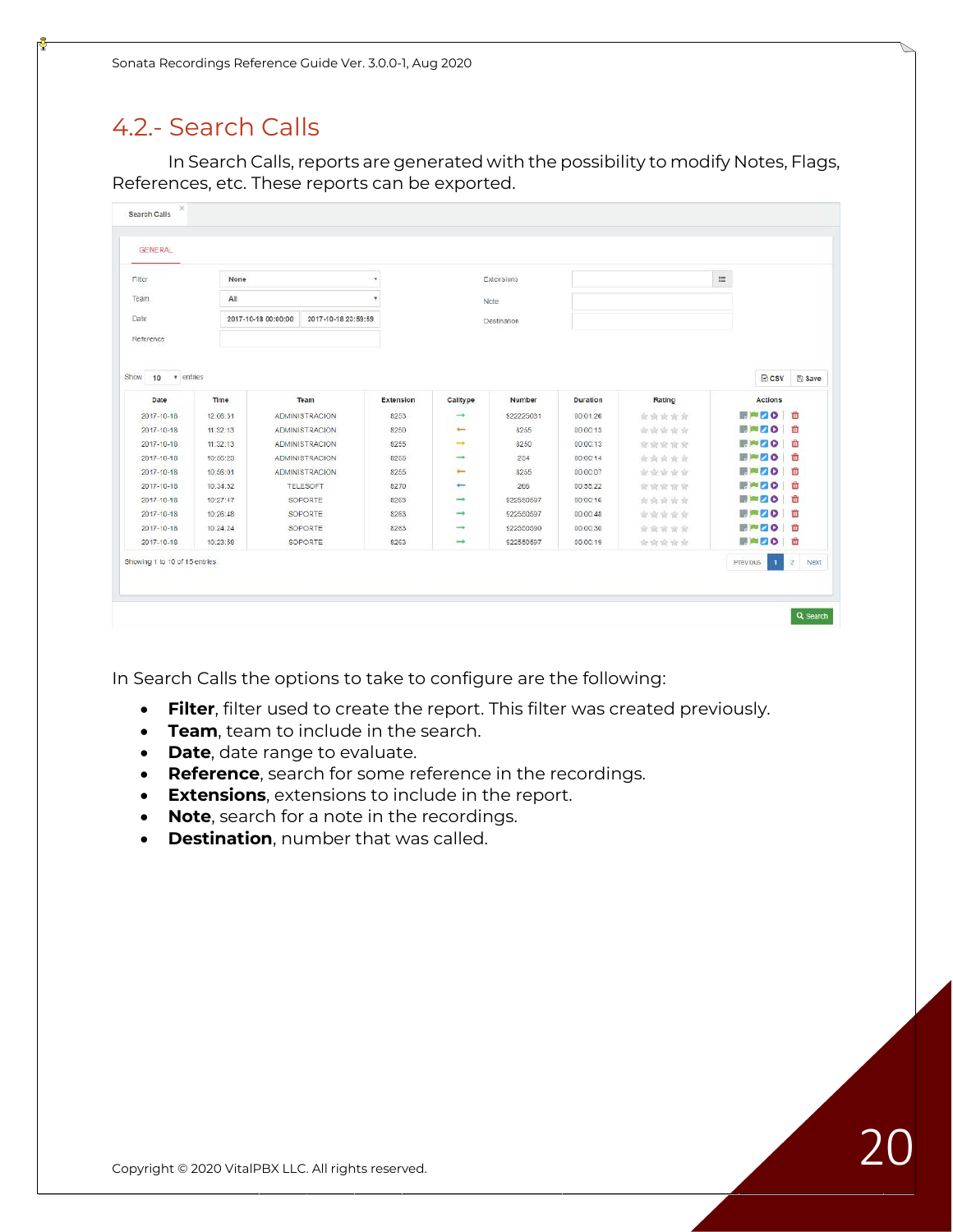## 4.2.- Search Calls

In Search Calls, reports are generated with the possibility to modify Notes, Flags, References, etc. These reports can be exported.

In Search Calls the options to take to configure are the following:

- **Filter**, filter used to create the report. This filter was created previously.
- **Team**, team to include in the search.
- **Date**, date range to evaluate.
- **Reference**, search for some reference in the recordings.
- **Extensions**, extensions to include in the report.
- **Note**, search for a note in the recordings.
- **Destination**, number that was called.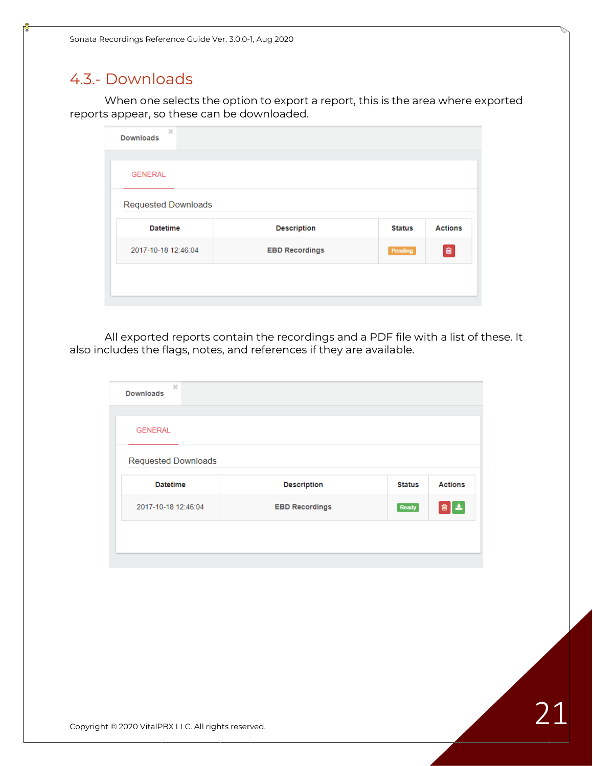## 4.3.- Downloads

When one selects the option to export a report, this is the area where exported reports appear, so these can be downloaded.

Downloads

GENERAL

Requested Downloads

| Datetime | Description | Status | Actions |
| --- | --- | --- | --- |
| 2017-10-18 12:46:04 | EBD Recordings | Pending | |

All exported reports contain the recordings and a PDF file with a list of these. It also includes the flags, notes, and references if they are available.

Downloads

GENERAL

Requested Downloads

| Datetime | Description | Status | Actions |
| --- | --- | --- | --- |
| 2017-10-18 12:46:04 | EBD Recordings | Ready | |

Copyright © 2020 VitalPBX LLC. All rights reserved.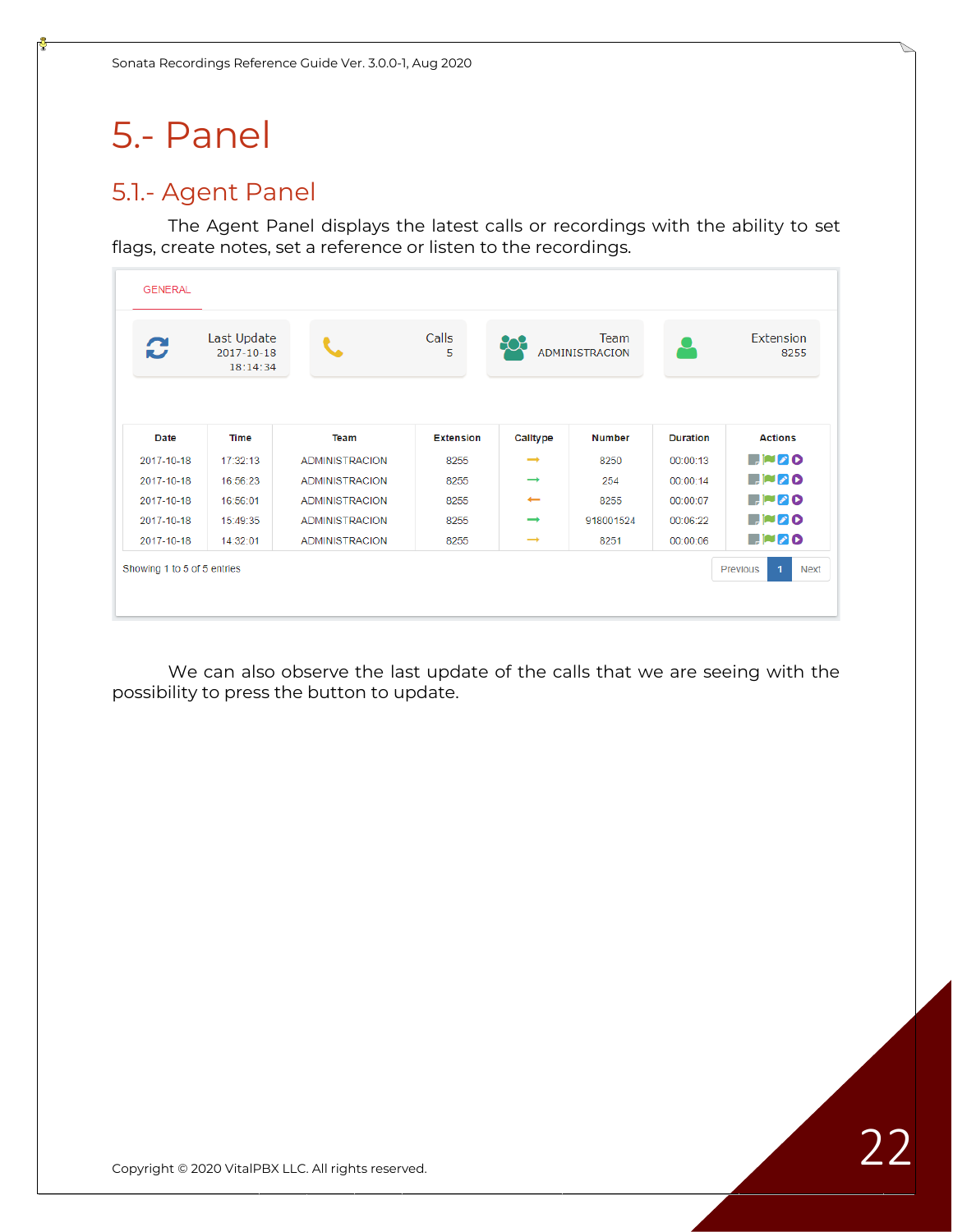# 5.- Panel

## 5.1.- Agent Panel

The Agent Panel displays the latest calls or recordings with the ability to set flags, create notes, set a reference or listen to the recordings.

GENERAL

| Last Update | Calls | Team | Extension |
|---|---|---|---|
| 2017-10-18 18:14:34 | 5 | ADMINISTRACION | 8255 |

| Date | Time | Team | Extension | Calltype | Number | Duration | Actions |
|---|---|---|---|---|---|---|---|
| 2017-10-18 | 17:32:13 | ADMINISTRACION | 8255 | → | 8250 | 00:00:13 | |
| 2017-10-18 | 16:56:23 | ADMINISTRACION | 8255 | → | 254 | 00:00:14 | |
| 2017-10-18 | 16:56:01 | ADMINISTRACION | 8255 | ← | 8255 | 00:00:07 | |
| 2017-10-18 | 15:49:35 | ADMINISTRACION | 8255 | → | 918001524 | 00:06:22 | |
| 2017-10-18 | 14:32:01 | ADMINISTRACION | 8255 | → | 8251 | 00:00:06 | |

Showing 1 to 5 of 5 entries

Previous 1 Next

We can also observe the last update of the calls that we are seeing with the possibility to press the button to update.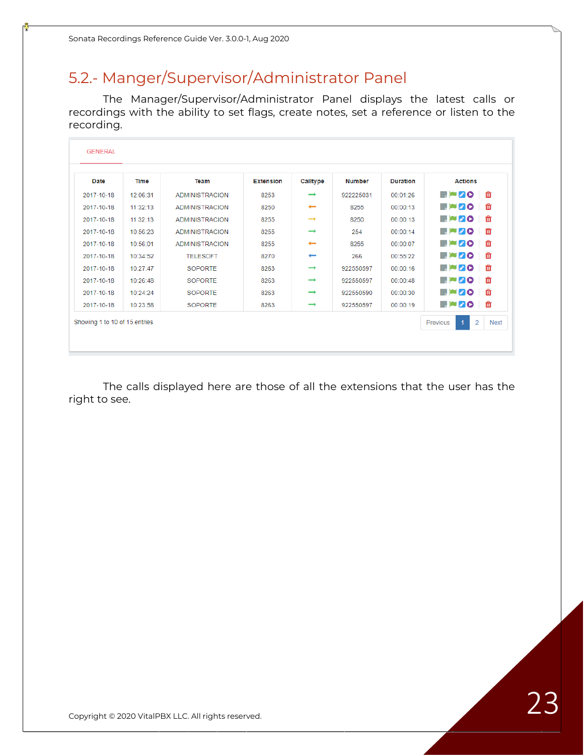## 5.2.- Manger/Supervisor/Administrator Panel

The Manager/Supervisor/Administrator Panel displays the latest calls or recordings with the ability to set flags, create notes, set a reference or listen to the recording.

GENERAL

| Date | Time | Team | Extension | Calltype | Number | Duration | Actions |
|---|---|---|---|---|---|---|---|
| 2017-10-18 | 12:06:31 | ADMINISTRACION | 8253 | → | 922225031 | 00:01:26 | |
| 2017-10-18 | 11:32:13 | ADMINISTRACION | 8250 | ← | 8255 | 00:00:13 | |
| 2017-10-18 | 11:32:13 | ADMINISTRACION | 8255 | → | 8250 | 00:00:13 | |
| 2017-10-18 | 10:56:23 | ADMINISTRACION | 8255 | → | 254 | 00:00:14 | |
| 2017-10-18 | 10:56:01 | ADMINISTRACION | 8255 | ← | 8255 | 00:00:07 | |
| 2017-10-18 | 10:34:52 | TELESOFT | 8270 | ← | 266 | 00:55:22 | |
| 2017-10-18 | 10:27:47 | SOPORTE | 8263 | → | 922550597 | 00:00:16 | |
| 2017-10-18 | 10:26:48 | SOPORTE | 8263 | → | 922550597 | 00:00:48 | |
| 2017-10-18 | 10:24:24 | SOPORTE | 8263 | → | 922550590 | 00:00:30 | |
| 2017-10-18 | 10:23:58 | SOPORTE | 8263 | → | 922550597 | 00:00:19 | |

Showing 1 to 10 of 15 entries

Previous 1 2 Next

The calls displayed here are those of all the extensions that the user has the right to see.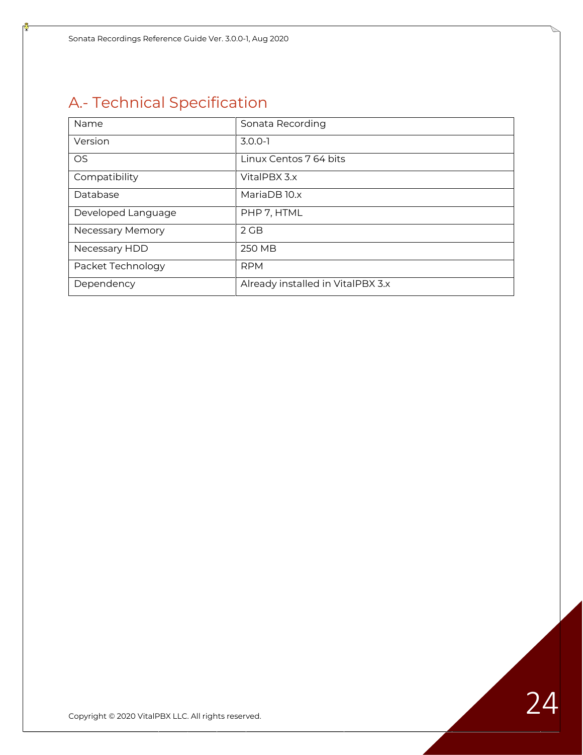## A.- Technical Specification

| | |
|---|---|
| Name | Sonata Recording |
| Version | 3.0.0-1 |
| OS | Linux Centos 7 64 bits |
| Compatibility | VitalPBX 3.x |
| Database | MariaDB 10.x |
| Developed Language | PHP 7, HTML |
| Necessary Memory | 2 GB |
| Necessary HDD | 250 MB |
| Packet Technology | RPM |
| Dependency | Already installed in VitalPBX 3.x |